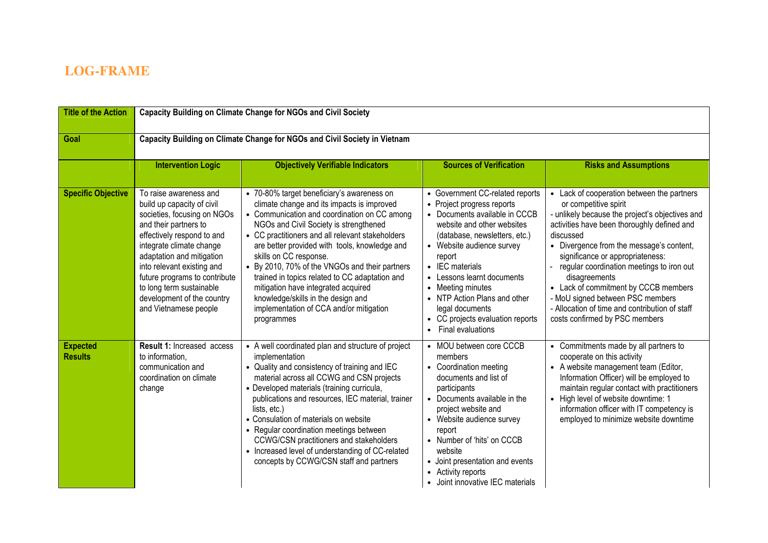# LOG-FRAME

| **Title of the Action** | **Capacity Building on Climate Change for NGOs and Civil Society** | | | |
|---|---|---|---|---|
| **Goal** | **Capacity Building on Climate Change for NGOs and Civil Society in Vietnam** | | | |
| | **Intervention Logic** | **Objectively Verifiable Indicators** | **Sources of Verification** | **Risks and Assumptions** |
| **Specific Objective** | To raise awareness and build up capacity of civil societies, focusing on NGOs and their partners to effectively respond to and integrate climate change adaptation and mitigation into relevant existing and future programs to contribute to long term sustainable development of the country and Vietnamese people | • 70-80% target beneficiary's awareness on climate change and its impacts is improved<br>• Communication and coordination on CC among NGOs and Civil Society is strengthened<br>• CC practitioners and all relevant stakeholders are better provided with tools, knowledge and skills on CC response.<br>• By 2010, 70% of the VNGOs and their partners trained in topics related to CC adaptation and mitigation have integrated acquired knowledge/skills in the design and implementation of CCA and/or mitigation programmes | • Government CC-related reports<br>• Project progress reports<br>• Documents available in CCCB website and other websites (database, newsletters, etc.)<br>• Website audience survey report<br>• IEC materials<br>• Lessons learnt documents<br>• Meeting minutes<br>• NTP Action Plans and other legal documents<br>• CC projects evaluation reports<br>• Final evaluations | • Lack of cooperation between the partners or competitive spirit<br>- unlikely because the project's objectives and activities have been thoroughly defined and discussed<br>• Divergence from the message's content, significance or appropriateness:<br>- regular coordination meetings to iron out disagreements<br>• Lack of commitment by CCCB members<br>- MoU signed between PSC members<br>- Allocation of time and contribution of staff costs confirmed by PSC members |
| **Expected Results** | **Result 1:** Increased access to information, communication and coordination on climate change | • A well coordinated plan and structure of project implementation<br>• Quality and consistency of training and IEC material across all CCWG and CSN projects<br>• Developed materials (training curricula, publications and resources, IEC material, trainer lists, etc.)<br>• Consulation of materials on website<br>• Regular coordination meetings between CCWG/CSN practitioners and stakeholders<br>• Increased level of understanding of CC-related concepts by CCWG/CSN staff and partners | • MOU between core CCCB members<br>• Coordination meeting documents and list of participants<br>• Documents available in the project website and<br>• Website audience survey report<br>• Number of 'hits' on CCCB website<br>• Joint presentation and events<br>• Activity reports<br>• Joint innovative IEC materials | • Commitments made by all partners to cooperate on this activity<br>• A website management team (Editor, Information Officer) will be employed to maintain regular contact with practitioners<br>• High level of website downtime: 1 information officer with IT competency is employed to minimize website downtime |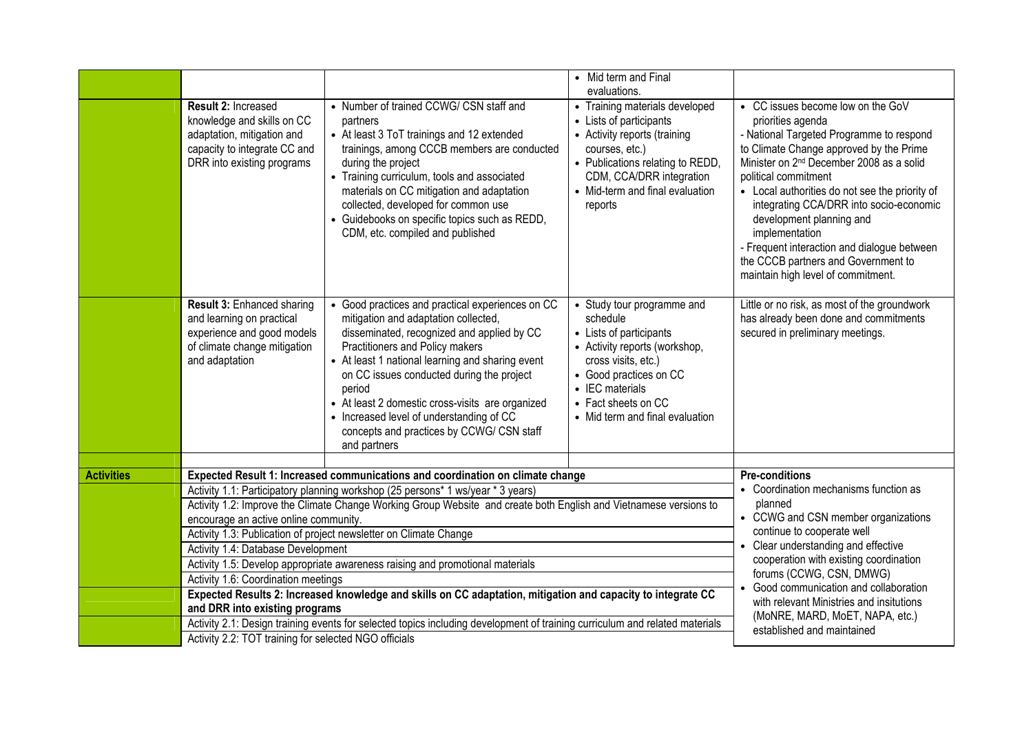| | | | | |
|---|---|---|---|---|
| | | | • Mid term and Final evaluations. | |
| | **Result 2:** Increased knowledge and skills on CC adaptation, mitigation and capacity to integrate CC and DRR into existing programs | • Number of trained CCWG/ CSN staff and partners<br>• At least 3 ToT trainings and 12 extended trainings, among CCCB members are conducted during the project<br>• Training curriculum, tools and associated materials on CC mitigation and adaptation collected, developed for common use<br>• Guidebooks on specific topics such as REDD, CDM, etc. compiled and published | • Training materials developed<br>• Lists of participants<br>• Activity reports (training courses, etc.)<br>• Publications relating to REDD, CDM, CCA/DRR integration<br>• Mid-term and final evaluation reports | • CC issues become low on the GoV priorities agenda<br>- National Targeted Programme to respond to Climate Change approved by the Prime Minister on 2nd December 2008 as a solid political commitment<br>• Local authorities do not see the priority of integrating CCA/DRR into socio-economic development planning and implementation<br>- Frequent interaction and dialogue between the CCCB partners and Government to maintain high level of commitment. |
| | **Result 3:** Enhanced sharing and learning on practical experience and good models of climate change mitigation and adaptation | • Good practices and practical experiences on CC mitigation and adaptation collected, disseminated, recognized and applied by CC Practitioners and Policy makers<br>• At least 1 national learning and sharing event on CC issues conducted during the project period<br>• At least 2 domestic cross-visits are organized<br>• Increased level of understanding of CC concepts and practices by CCWG/ CSN staff and partners | • Study tour programme and schedule<br>• Lists of participants<br>• Activity reports (workshop, cross visits, etc.)<br>• Good practices on CC<br>• IEC materials<br>• Fact sheets on CC<br>• Mid term and final evaluation | Little or no risk, as most of the groundwork has already been done and commitments secured in preliminary meetings. |
| | | | | |
| **Activities** | **Expected Result 1: Increased communications and coordination on climate change** | | | **Pre-conditions**<br>• Coordination mechanisms function as planned<br>• CCWG and CSN member organizations continue to cooperate well<br>• Clear understanding and effective cooperation with existing coordination forums (CCWG, CSN, DMWG)<br>• Good communication and collaboration with relevant Ministries and insitutions (MoNRE, MARD, MoET, NAPA, etc.) established and maintained |
| | Activity 1.1: Participatory planning workshop (25 persons* 1 ws/year * 3 years) | | | |
| | Activity 1.2: Improve the Climate Change Working Group Website and create both English and Vietnamese versions to encourage an active online community. | | | |
| | Activity 1.3: Publication of project newsletter on Climate Change | | | |
| | Activity 1.4: Database Development | | | |
| | Activity 1.5: Develop appropriate awareness raising and promotional materials | | | |
| | Activity 1.6: Coordination meetings | | | |
| | **Expected Results 2: Increased knowledge and skills on CC adaptation, mitigation and capacity to integrate CC and DRR into existing programs** | | | |
| | Activity 2.1: Design training events for selected topics including development of training curriculum and related materials | | | |
| | Activity 2.2: TOT training for selected NGO officials | | | |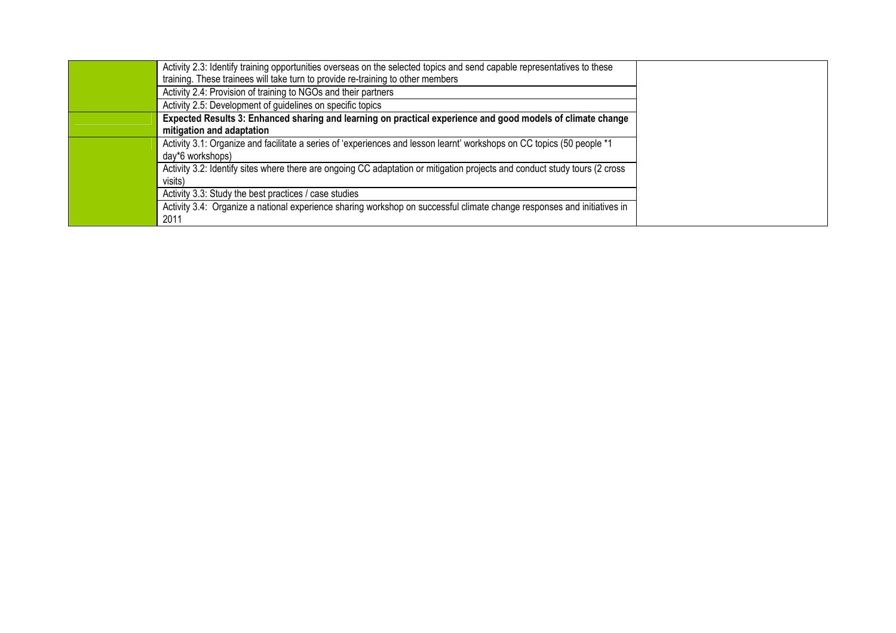| | | |
|---|---|---|
| | Activity 2.3: Identify training opportunities overseas on the selected topics and send capable representatives to these training. These trainees will take turn to provide re-training to other members | |
| | Activity 2.4: Provision of training to NGOs and their partners | |
| | Activity 2.5: Development of guidelines on specific topics | |
| | **Expected Results 3: Enhanced sharing and learning on practical experience and good models of climate change mitigation and adaptation** | |
| | Activity 3.1: Organize and facilitate a series of 'experiences and lesson learnt' workshops on CC topics (50 people *1 day*6 workshops) | |
| | Activity 3.2: Identify sites where there are ongoing CC adaptation or mitigation projects and conduct study tours (2 cross visits) | |
| | Activity 3.3: Study the best practices / case studies | |
| | Activity 3.4: Organize a national experience sharing workshop on successful climate change responses and initiatives in 2011 | |